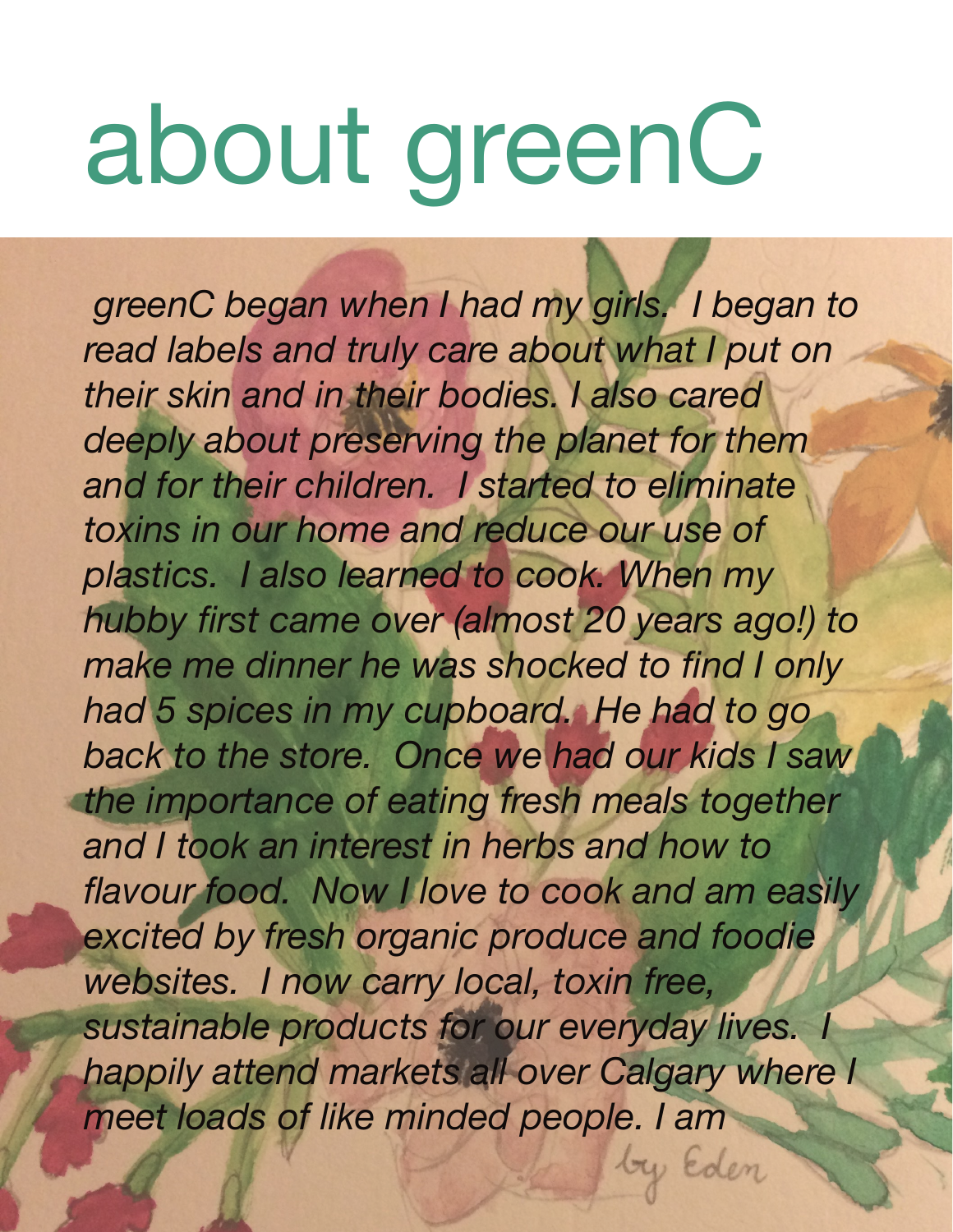# about greenC

*greenC began when I had my girls. I began to read labels and truly care about what I put on their skin and in their bodies. I also cared deeply about preserving the planet for them and for their children. I started to eliminate toxins in our home and reduce our use of plastics. I also learned to cook. When my hubby first came over (almost 20 years ago!) to make me dinner he was shocked to find I only had 5 spices in my cupboard. He had to go back to the store. Once we had our kids I saw the importance of eating fresh meals together and I took an interest in herbs and how to flavour food. Now I love to cook and am easily excited by fresh organic produce and foodie websites. I now carry local, toxin free, sustainable products for our everyday lives. I happily attend markets all over Calgary where I meet loads of like minded people. I am*

by Eden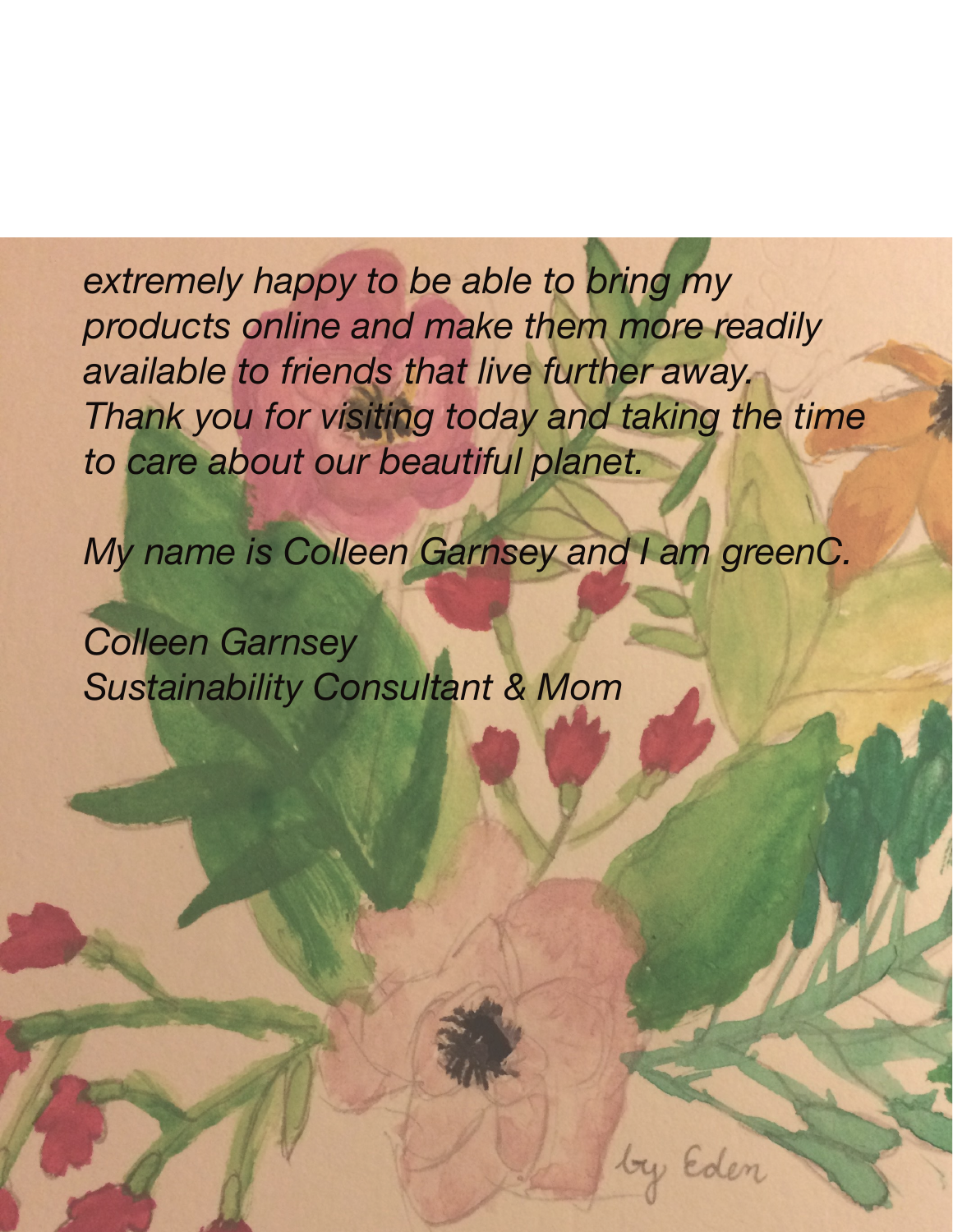*extremely happy to be able to bring my products online and make them more readily available to friends that live further away. Thank you for visiting today and taking the time to care about our beautiful planet.*

*My name is Colleen Garnsey and I am greenC.*

*Colleen Garnsey*
*Sustainability Consultant & Mom*

by Eden